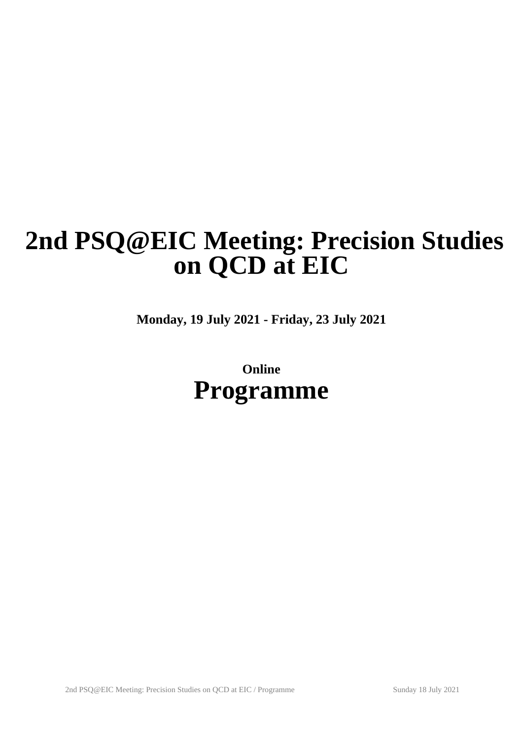# 2nd PSQ@EIC Meeting: Precision Studies on QCD at EIC

**Monday, 19 July 2021 - Friday, 23 July 2021**

**Online**

# Programme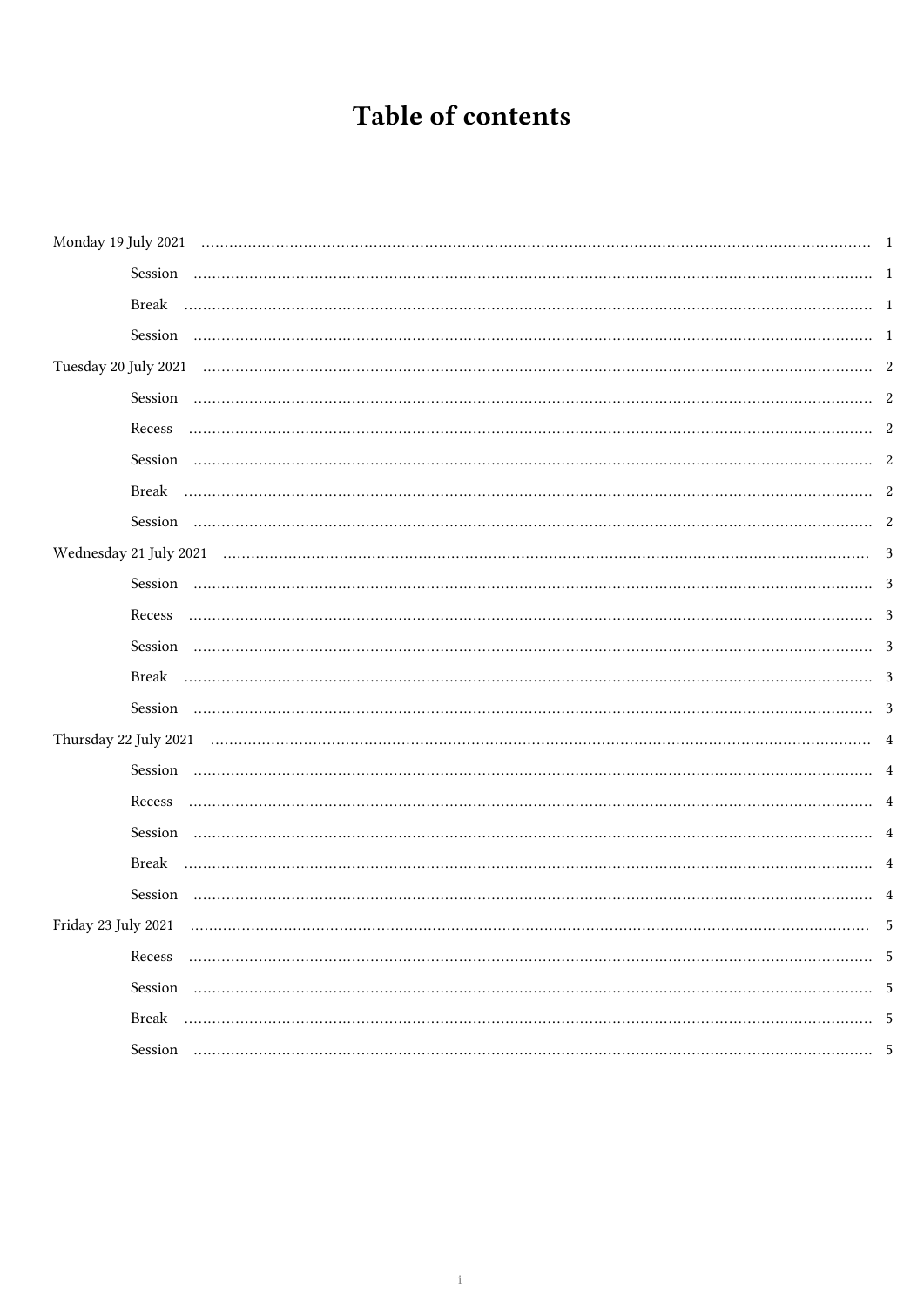# Table of contents

- Monday 19 July 2021 ..... 1
  - Session ..... 1
  - Break ..... 1
  - Session ..... 1
- Tuesday 20 July 2021 ..... 2
  - Session ..... 2
  - Recess ..... 2
  - Session ..... 2
  - Break ..... 2
  - Session ..... 2
- Wednesday 21 July 2021 ..... 3
  - Session ..... 3
  - Recess ..... 3
  - Session ..... 3
  - Break ..... 3
  - Session ..... 3
- Thursday 22 July 2021 ..... 4
  - Session ..... 4
  - Recess ..... 4
  - Session ..... 4
  - Break ..... 4
  - Session ..... 4
- Friday 23 July 2021 ..... 5
  - Recess ..... 5
  - Session ..... 5
  - Break ..... 5
  - Session ..... 5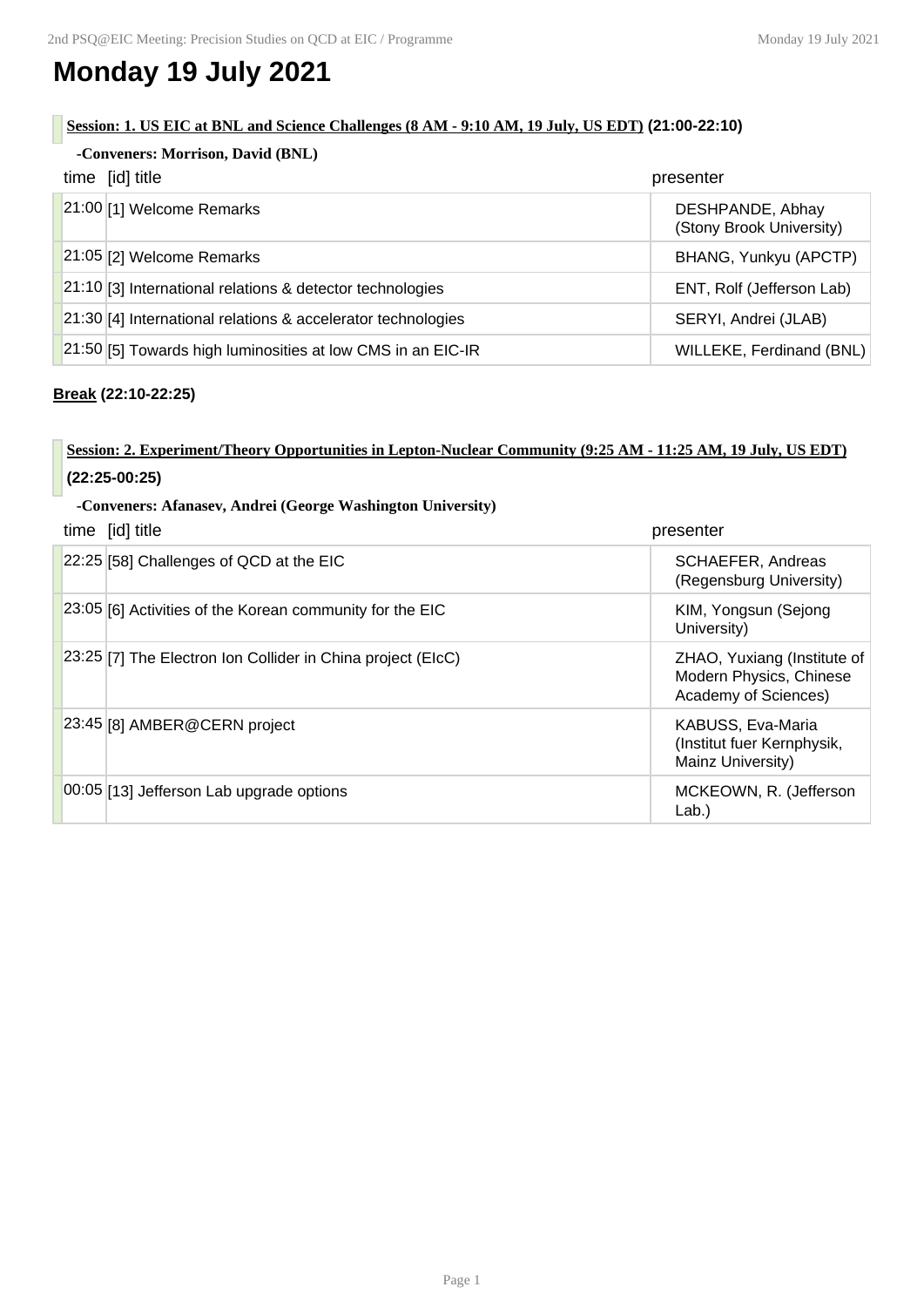# Monday 19 July 2021

**Session: 1. US EIC at BNL and Science Challenges (8 AM - 9:10 AM, 19 July, US EDT) (21:00-22:10)**

**-Conveners: Morrison, David (BNL)**

| time | [id] title | presenter |
|---|---|---|
| 21:00 | [1] Welcome Remarks | DESHPANDE, Abhay (Stony Brook University) |
| 21:05 | [2] Welcome Remarks | BHANG, Yunkyu (APCTP) |
| 21:10 | [3] International relations & detector technologies | ENT, Rolf (Jefferson Lab) |
| 21:30 | [4] International relations & accelerator technologies | SERYI, Andrei (JLAB) |
| 21:50 | [5] Towards high luminosities at low CMS in an EIC-IR | WILLEKE, Ferdinand (BNL) |

**Break (22:10-22:25)**

**Session: 2. Experiment/Theory Opportunities in Lepton-Nuclear Community (9:25 AM - 11:25 AM, 19 July, US EDT) (22:25-00:25)**

**-Conveners: Afanasev, Andrei (George Washington University)**

| time | [id] title | presenter |
|---|---|---|
| 22:25 | [58] Challenges of QCD at the EIC | SCHAEFER, Andreas (Regensburg University) |
| 23:05 | [6] Activities of the Korean community for the EIC | KIM, Yongsun (Sejong University) |
| 23:25 | [7] The Electron Ion Collider in China project (EIcC) | ZHAO, Yuxiang (Institute of Modern Physics, Chinese Academy of Sciences) |
| 23:45 | [8] AMBER@CERN project | KABUSS, Eva-Maria (Institut fuer Kernphysik, Mainz University) |
| 00:05 | [13] Jefferson Lab upgrade options | MCKEOWN, R. (Jefferson Lab.) |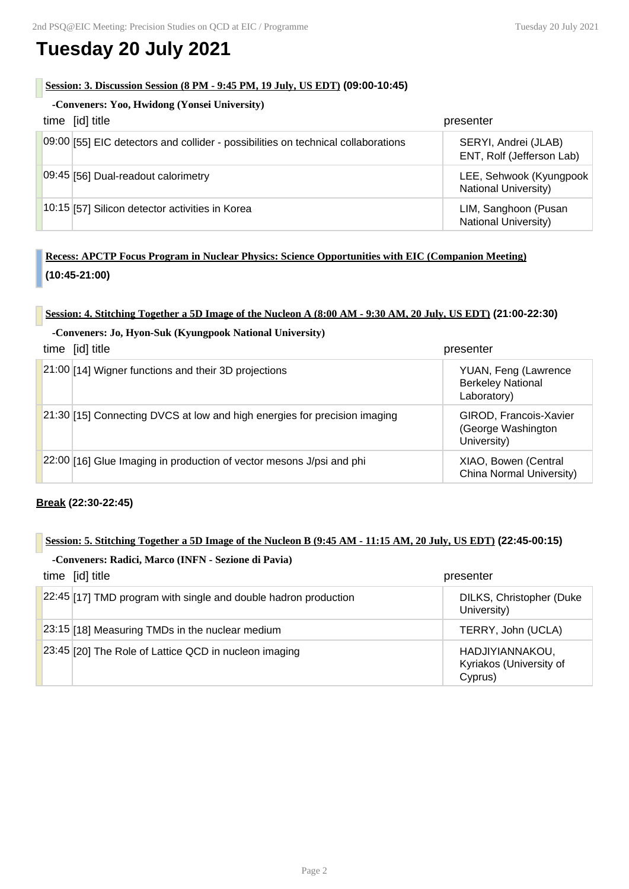# Tuesday 20 July 2021

**Session: 3. Discussion Session (8 PM - 9:45 PM, 19 July, US EDT) (09:00-10:45)**

**-Conveners: Yoo, Hwidong (Yonsei University)**

| time | [id] title | presenter |
|---|---|---|
| 09:00 | [55] EIC detectors and collider - possibilities on technical collaborations | SERYI, Andrei (JLAB) ENT, Rolf (Jefferson Lab) |
| 09:45 | [56] Dual-readout calorimetry | LEE, Sehwook (Kyungpook National University) |
| 10:15 | [57] Silicon detector activities in Korea | LIM, Sanghoon (Pusan National University) |

**Recess: APCTP Focus Program in Nuclear Physics: Science Opportunities with EIC (Companion Meeting) (10:45-21:00)**

**Session: 4. Stitching Together a 5D Image of the Nucleon A (8:00 AM - 9:30 AM, 20 July, US EDT) (21:00-22:30)**

**-Conveners: Jo, Hyon-Suk (Kyungpook National University)**

| time | [id] title | presenter |
|---|---|---|
| 21:00 | [14] Wigner functions and their 3D projections | YUAN, Feng (Lawrence Berkeley National Laboratory) |
| 21:30 | [15] Connecting DVCS at low and high energies for precision imaging | GIROD, Francois-Xavier (George Washington University) |
| 22:00 | [16] Glue Imaging in production of vector mesons J/psi and phi | XIAO, Bowen (Central China Normal University) |

**Break (22:30-22:45)**

**Session: 5. Stitching Together a 5D Image of the Nucleon B (9:45 AM - 11:15 AM, 20 July, US EDT) (22:45-00:15)**

**-Conveners: Radici, Marco (INFN - Sezione di Pavia)**

| time | [id] title | presenter |
|---|---|---|
| 22:45 | [17] TMD program with single and double hadron production | DILKS, Christopher (Duke University) |
| 23:15 | [18] Measuring TMDs in the nuclear medium | TERRY, John (UCLA) |
| 23:45 | [20] The Role of Lattice QCD in nucleon imaging | HADJIYIANNAKOU, Kyriakos (University of Cyprus) |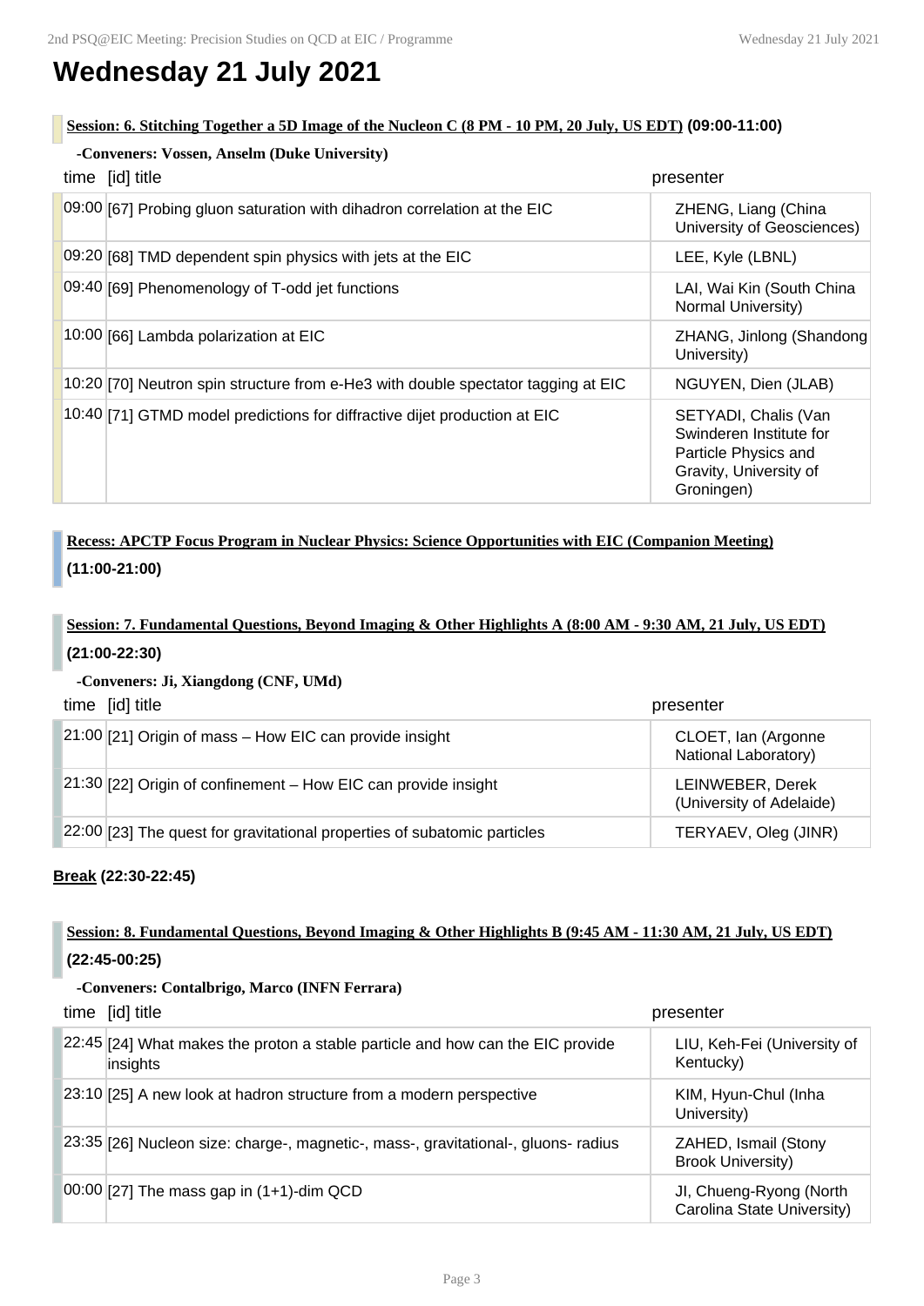# Wednesday 21 July 2021

**Session: 6. Stitching Together a 5D Image of the Nucleon C (8 PM - 10 PM, 20 July, US EDT) (09:00-11:00)**

**-Conveners: Vossen, Anselm (Duke University)**

| time | [id] title | presenter |
| --- | --- | --- |
| 09:00 | [67] Probing gluon saturation with dihadron correlation at the EIC | ZHENG, Liang (China University of Geosciences) |
| 09:20 | [68] TMD dependent spin physics with jets at the EIC | LEE, Kyle (LBNL) |
| 09:40 | [69] Phenomenology of T-odd jet functions | LAI, Wai Kin (South China Normal University) |
| 10:00 | [66] Lambda polarization at EIC | ZHANG, Jinlong (Shandong University) |
| 10:20 | [70] Neutron spin structure from e-He3 with double spectator tagging at EIC | NGUYEN, Dien (JLAB) |
| 10:40 | [71] GTMD model predictions for diffractive dijet production at EIC | SETYADI, Chalis (Van Swinderen Institute for Particle Physics and Gravity, University of Groningen) |

**Recess: APCTP Focus Program in Nuclear Physics: Science Opportunities with EIC (Companion Meeting) (11:00-21:00)**

**Session: 7. Fundamental Questions, Beyond Imaging & Other Highlights A (8:00 AM - 9:30 AM, 21 July, US EDT) (21:00-22:30)**

**-Conveners: Ji, Xiangdong (CNF, UMd)**

| time | [id] title | presenter |
| --- | --- | --- |
| 21:00 | [21] Origin of mass – How EIC can provide insight | CLOET, Ian (Argonne National Laboratory) |
| 21:30 | [22] Origin of confinement – How EIC can provide insight | LEINWEBER, Derek (University of Adelaide) |
| 22:00 | [23] The quest for gravitational properties of subatomic particles | TERYAEV, Oleg (JINR) |

**Break (22:30-22:45)**

**Session: 8. Fundamental Questions, Beyond Imaging & Other Highlights B (9:45 AM - 11:30 AM, 21 July, US EDT) (22:45-00:25)**

**-Conveners: Contalbrigo, Marco (INFN Ferrara)**

| time | [id] title | presenter |
| --- | --- | --- |
| 22:45 | [24] What makes the proton a stable particle and how can the EIC provide insights | LIU, Keh-Fei (University of Kentucky) |
| 23:10 | [25] A new look at hadron structure from a modern perspective | KIM, Hyun-Chul (Inha University) |
| 23:35 | [26] Nucleon size: charge-, magnetic-, mass-, gravitational-, gluons- radius | ZAHED, Ismail (Stony Brook University) |
| 00:00 | [27] The mass gap in (1+1)-dim QCD | JI, Chueng-Ryong (North Carolina State University) |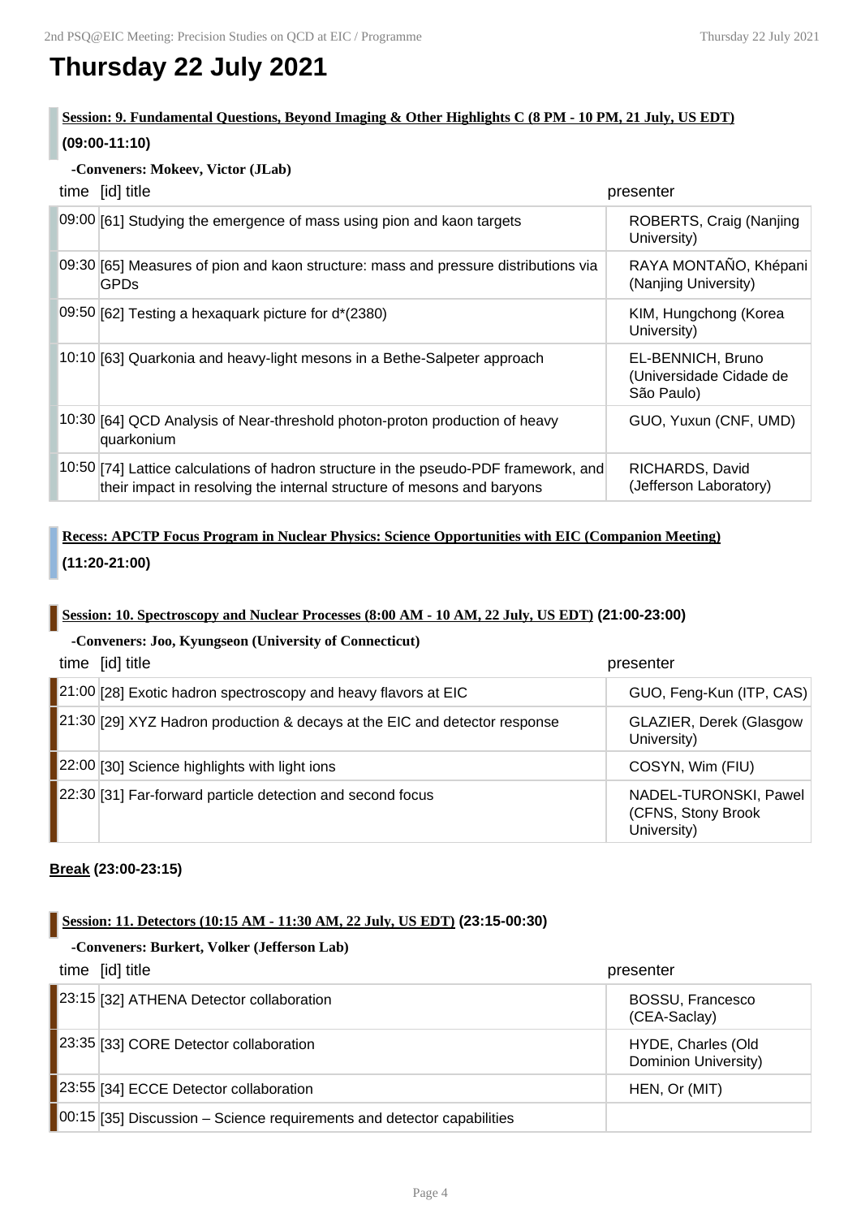# Thursday 22 July 2021

**Session: 9. Fundamental Questions, Beyond Imaging & Other Highlights C (8 PM - 10 PM, 21 July, US EDT)**

**(09:00-11:10)**

**-Conveners: Mokeev, Victor (JLab)**

| time | [id] title | presenter |
| --- | --- | --- |
| 09:00 | [61] Studying the emergence of mass using pion and kaon targets | ROBERTS, Craig (Nanjing University) |
| 09:30 | [65] Measures of pion and kaon structure: mass and pressure distributions via GPDs | RAYA MONTAÑO, Khépani (Nanjing University) |
| 09:50 | [62] Testing a hexaquark picture for d*(2380) | KIM, Hungchong (Korea University) |
| 10:10 | [63] Quarkonia and heavy-light mesons in a Bethe-Salpeter approach | EL-BENNICH, Bruno (Universidade Cidade de São Paulo) |
| 10:30 | [64] QCD Analysis of Near-threshold photon-proton production of heavy quarkonium | GUO, Yuxun (CNF, UMD) |
| 10:50 | [74] Lattice calculations of hadron structure in the pseudo-PDF framework, and their impact in resolving the internal structure of mesons and baryons | RICHARDS, David (Jefferson Laboratory) |

**Recess: APCTP Focus Program in Nuclear Physics: Science Opportunities with EIC (Companion Meeting)**

**(11:20-21:00)**

**Session: 10. Spectroscopy and Nuclear Processes (8:00 AM - 10 AM, 22 July, US EDT) (21:00-23:00)**

**-Conveners: Joo, Kyungseon (University of Connecticut)**

| time | [id] title | presenter |
| --- | --- | --- |
| 21:00 | [28] Exotic hadron spectroscopy and heavy flavors at EIC | GUO, Feng-Kun (ITP, CAS) |
| 21:30 | [29] XYZ Hadron production & decays at the EIC and detector response | GLAZIER, Derek (Glasgow University) |
| 22:00 | [30] Science highlights with light ions | COSYN, Wim (FIU) |
| 22:30 | [31] Far-forward particle detection and second focus | NADEL-TURONSKI, Pawel (CFNS, Stony Brook University) |

**Break (23:00-23:15)**

**Session: 11. Detectors (10:15 AM - 11:30 AM, 22 July, US EDT) (23:15-00:30)**

**-Conveners: Burkert, Volker (Jefferson Lab)**

| time | [id] title | presenter |
| --- | --- | --- |
| 23:15 | [32] ATHENA Detector collaboration | BOSSU, Francesco (CEA-Saclay) |
| 23:35 | [33] CORE Detector collaboration | HYDE, Charles (Old Dominion University) |
| 23:55 | [34] ECCE Detector collaboration | HEN, Or (MIT) |
| 00:15 | [35] Discussion – Science requirements and detector capabilities | |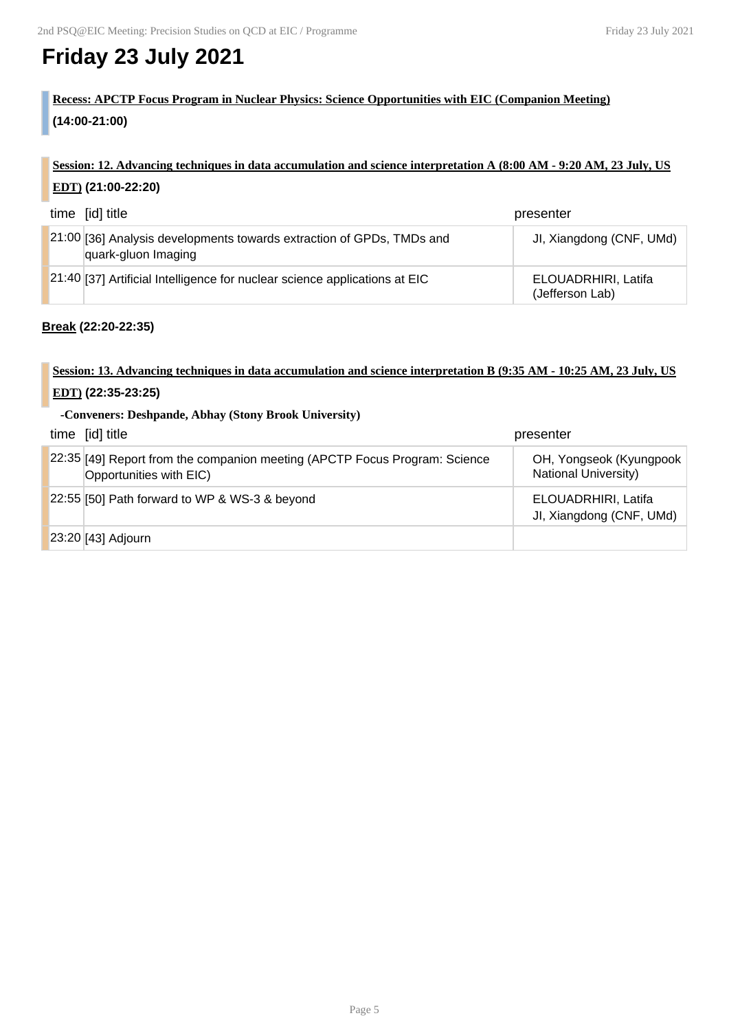# Friday 23 July 2021

**Recess: APCTP Focus Program in Nuclear Physics: Science Opportunities with EIC (Companion Meeting) (14:00-21:00)**

**Session: 12. Advancing techniques in data accumulation and science interpretation A (8:00 AM - 9:20 AM, 23 July, US EDT) (21:00-22:20)**

| time | [id] title | presenter |
|---|---|---|
| 21:00 | [36] Analysis developments towards extraction of GPDs, TMDs and quark-gluon Imaging | JI, Xiangdong (CNF, UMd) |
| 21:40 | [37] Artificial Intelligence for nuclear science applications at EIC | ELOUADRHIRI, Latifa (Jefferson Lab) |

**Break (22:20-22:35)**

**Session: 13. Advancing techniques in data accumulation and science interpretation B (9:35 AM - 10:25 AM, 23 July, US EDT) (22:35-23:25)**

-Conveners: Deshpande, Abhay (Stony Brook University)

| time | [id] title | presenter |
|---|---|---|
| 22:35 | [49] Report from the companion meeting (APCTP Focus Program: Science Opportunities with EIC) | OH, Yongseok (Kyungpook National University) |
| 22:55 | [50] Path forward to WP & WS-3 & beyond | ELOUADRHIRI, Latifa<br>JI, Xiangdong (CNF, UMd) |
| 23:20 | [43] Adjourn | |